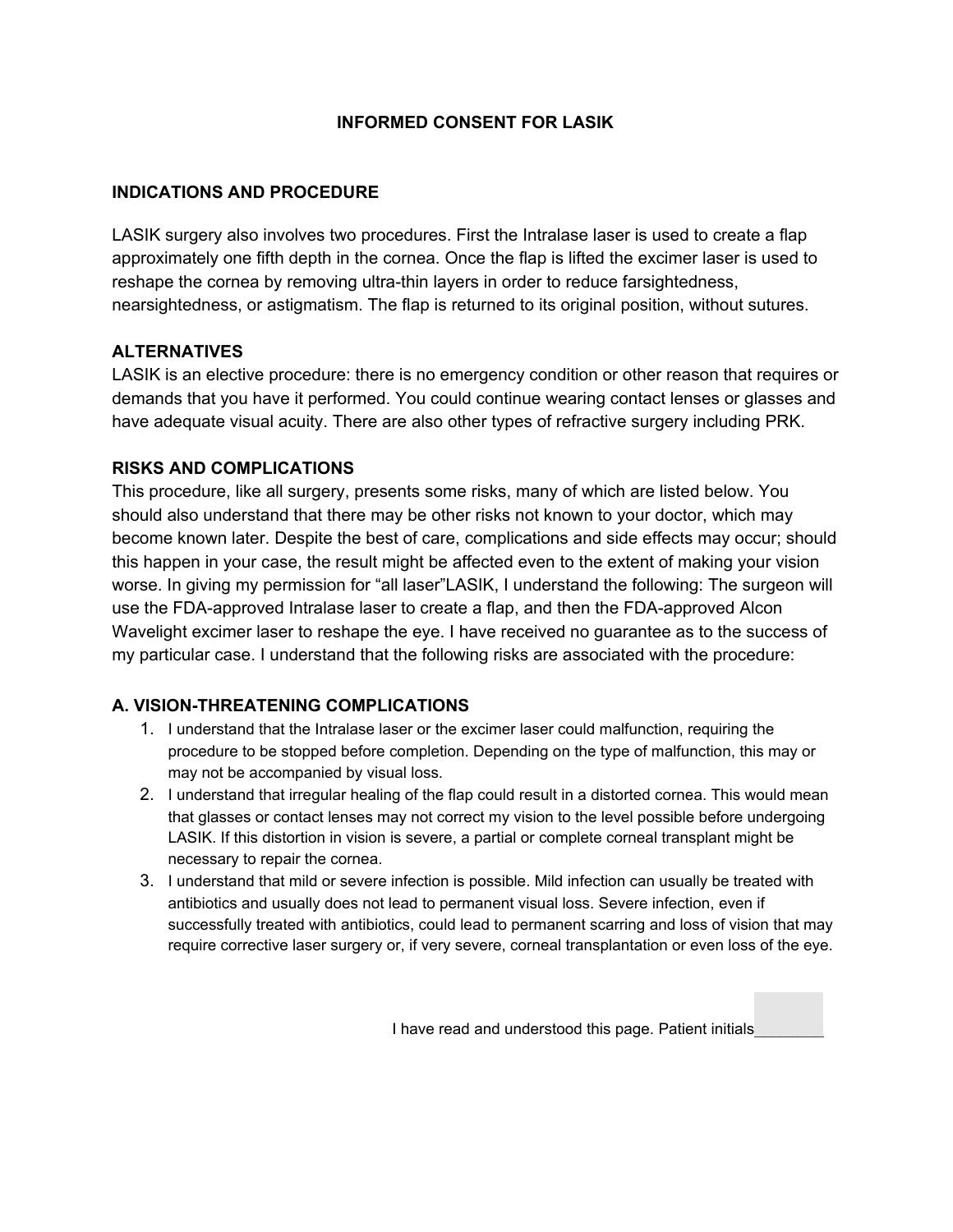# INFORMED CONSENT FOR LASIK

## INDICATIONS AND PROCEDURE

LASIK surgery also involves two procedures. First the Intralase laser is used to create a flap approximately one fifth depth in the cornea. Once the flap is lifted the excimer laser is used to reshape the cornea by removing ultra-thin layers in order to reduce farsightedness, nearsightedness, or astigmatism. The flap is returned to its original position, without sutures.

## ALTERNATIVES

LASIK is an elective procedure: there is no emergency condition or other reason that requires or demands that you have it performed. You could continue wearing contact lenses or glasses and have adequate visual acuity. There are also other types of refractive surgery including PRK.

## RISKS AND COMPLICATIONS

This procedure, like all surgery, presents some risks, many of which are listed below. You should also understand that there may be other risks not known to your doctor, which may become known later. Despite the best of care, complications and side effects may occur; should this happen in your case, the result might be affected even to the extent of making your vision worse. In giving my permission for "all laser"LASIK, I understand the following: The surgeon will use the FDA-approved Intralase laser to create a flap, and then the FDA-approved Alcon Wavelight excimer laser to reshape the eye. I have received no guarantee as to the success of my particular case. I understand that the following risks are associated with the procedure:

## A. VISION-THREATENING COMPLICATIONS

1. I understand that the Intralase laser or the excimer laser could malfunction, requiring the procedure to be stopped before completion. Depending on the type of malfunction, this may or may not be accompanied by visual loss.
2. I understand that irregular healing of the flap could result in a distorted cornea. This would mean that glasses or contact lenses may not correct my vision to the level possible before undergoing LASIK. If this distortion in vision is severe, a partial or complete corneal transplant might be necessary to repair the cornea.
3. I understand that mild or severe infection is possible. Mild infection can usually be treated with antibiotics and usually does not lead to permanent visual loss. Severe infection, even if successfully treated with antibiotics, could lead to permanent scarring and loss of vision that may require corrective laser surgery or, if very severe, corneal transplantation or even loss of the eye.

I have read and understood this page. Patient initials________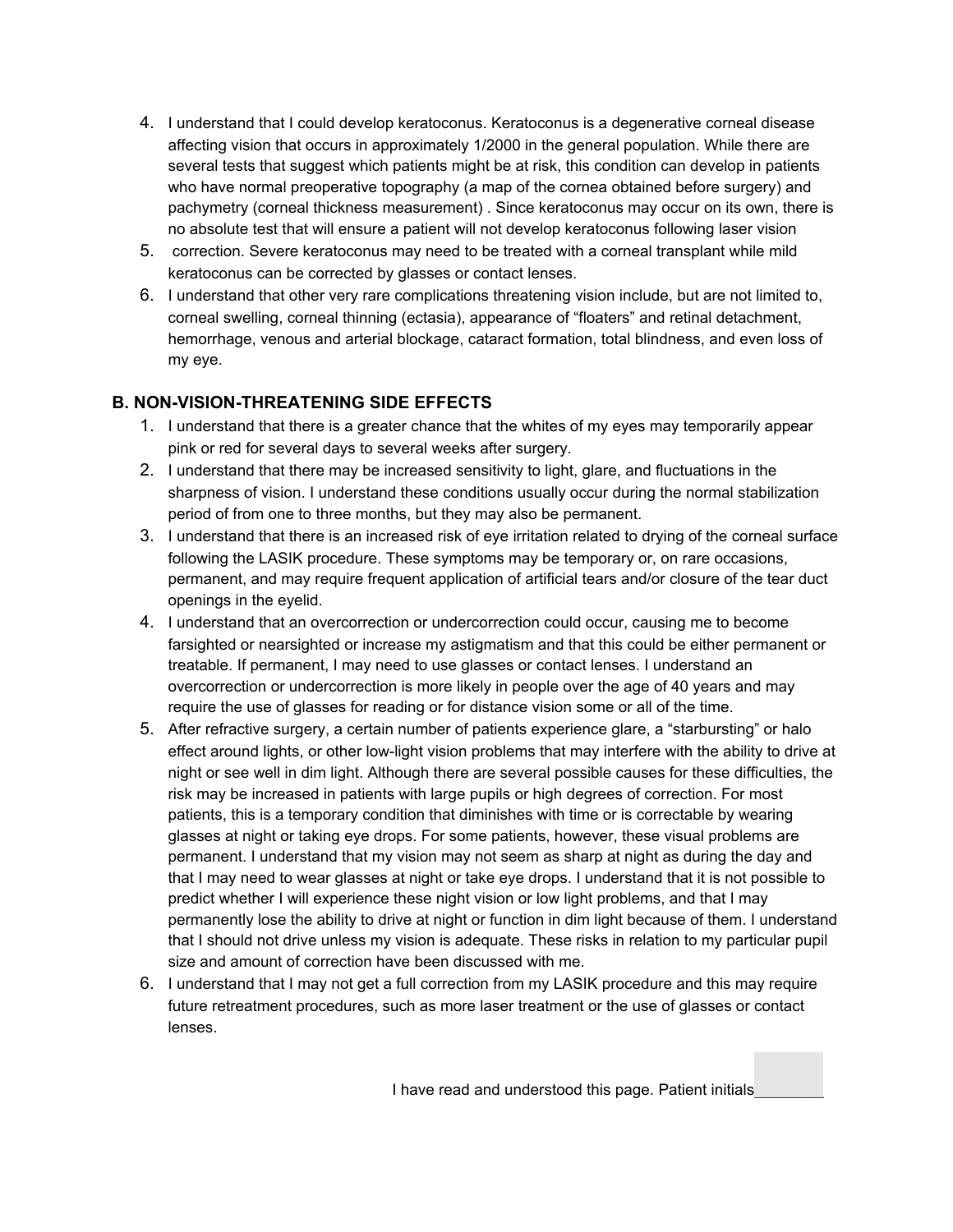4. I understand that I could develop keratoconus. Keratoconus is a degenerative corneal disease affecting vision that occurs in approximately 1/2000 in the general population. While there are several tests that suggest which patients might be at risk, this condition can develop in patients who have normal preoperative topography (a map of the cornea obtained before surgery) and pachymetry (corneal thickness measurement) . Since keratoconus may occur on its own, there is no absolute test that will ensure a patient will not develop keratoconus following laser vision
5. correction. Severe keratoconus may need to be treated with a corneal transplant while mild keratoconus can be corrected by glasses or contact lenses.
6. I understand that other very rare complications threatening vision include, but are not limited to, corneal swelling, corneal thinning (ectasia), appearance of "floaters" and retinal detachment, hemorrhage, venous and arterial blockage, cataract formation, total blindness, and even loss of my eye.

## B. NON-VISION-THREATENING SIDE EFFECTS

1. I understand that there is a greater chance that the whites of my eyes may temporarily appear pink or red for several days to several weeks after surgery.
2. I understand that there may be increased sensitivity to light, glare, and fluctuations in the sharpness of vision. I understand these conditions usually occur during the normal stabilization period of from one to three months, but they may also be permanent.
3. I understand that there is an increased risk of eye irritation related to drying of the corneal surface following the LASIK procedure. These symptoms may be temporary or, on rare occasions, permanent, and may require frequent application of artificial tears and/or closure of the tear duct openings in the eyelid.
4. I understand that an overcorrection or undercorrection could occur, causing me to become farsighted or nearsighted or increase my astigmatism and that this could be either permanent or treatable. If permanent, I may need to use glasses or contact lenses. I understand an overcorrection or undercorrection is more likely in people over the age of 40 years and may require the use of glasses for reading or for distance vision some or all of the time.
5. After refractive surgery, a certain number of patients experience glare, a "starbursting" or halo effect around lights, or other low-light vision problems that may interfere with the ability to drive at night or see well in dim light. Although there are several possible causes for these difficulties, the risk may be increased in patients with large pupils or high degrees of correction. For most patients, this is a temporary condition that diminishes with time or is correctable by wearing glasses at night or taking eye drops. For some patients, however, these visual problems are permanent. I understand that my vision may not seem as sharp at night as during the day and that I may need to wear glasses at night or take eye drops. I understand that it is not possible to predict whether I will experience these night vision or low light problems, and that I may permanently lose the ability to drive at night or function in dim light because of them. I understand that I should not drive unless my vision is adequate. These risks in relation to my particular pupil size and amount of correction have been discussed with me.
6. I understand that I may not get a full correction from my LASIK procedure and this may require future retreatment procedures, such as more laser treatment or the use of glasses or contact lenses.

I have read and understood this page. Patient initials________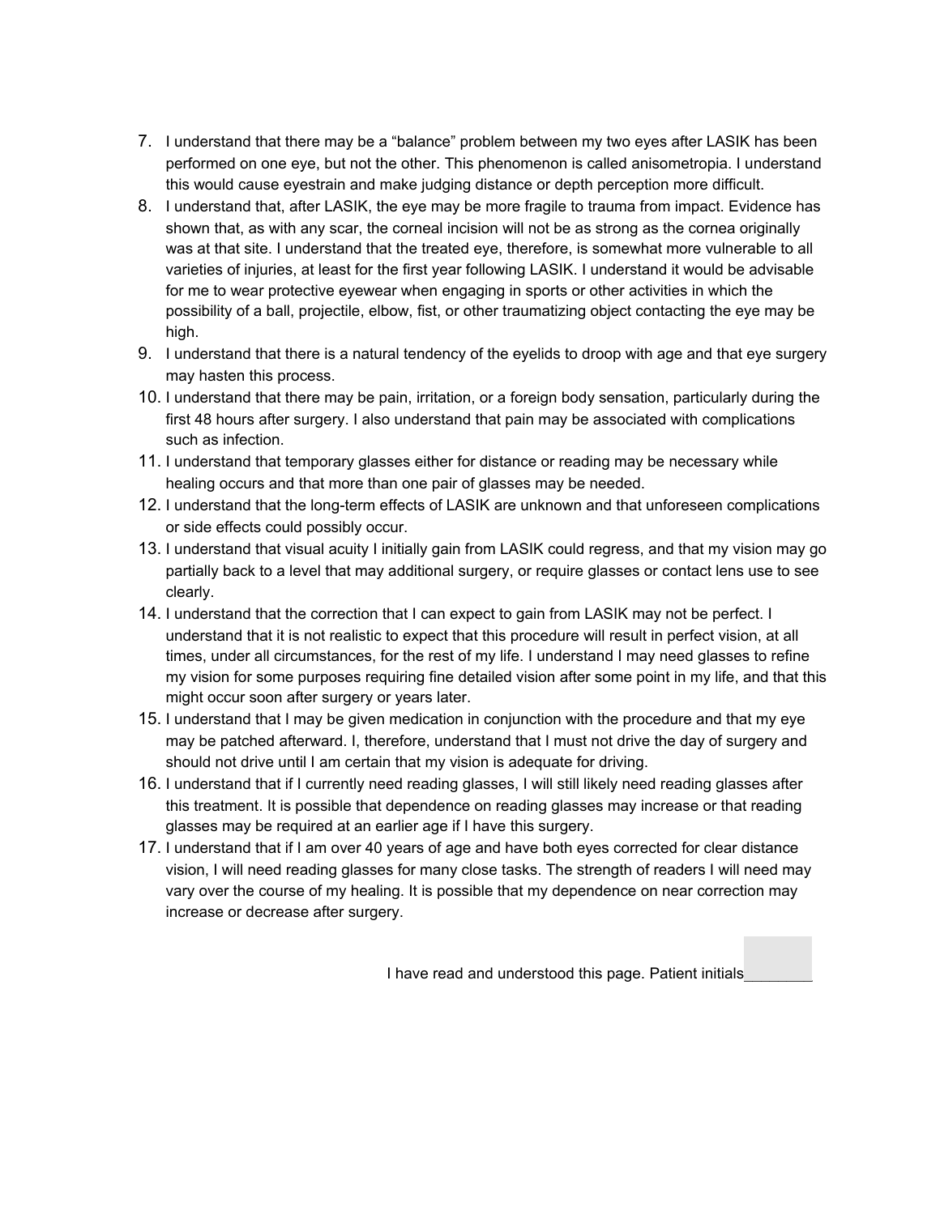7. I understand that there may be a “balance” problem between my two eyes after LASIK has been performed on one eye, but not the other. This phenomenon is called anisometropia. I understand this would cause eyestrain and make judging distance or depth perception more difficult.
8. I understand that, after LASIK, the eye may be more fragile to trauma from impact. Evidence has shown that, as with any scar, the corneal incision will not be as strong as the cornea originally was at that site. I understand that the treated eye, therefore, is somewhat more vulnerable to all varieties of injuries, at least for the first year following LASIK. I understand it would be advisable for me to wear protective eyewear when engaging in sports or other activities in which the possibility of a ball, projectile, elbow, fist, or other traumatizing object contacting the eye may be high.
9. I understand that there is a natural tendency of the eyelids to droop with age and that eye surgery may hasten this process.
10. I understand that there may be pain, irritation, or a foreign body sensation, particularly during the first 48 hours after surgery. I also understand that pain may be associated with complications such as infection.
11. I understand that temporary glasses either for distance or reading may be necessary while healing occurs and that more than one pair of glasses may be needed.
12. I understand that the long-term effects of LASIK are unknown and that unforeseen complications or side effects could possibly occur.
13. I understand that visual acuity I initially gain from LASIK could regress, and that my vision may go partially back to a level that may additional surgery, or require glasses or contact lens use to see clearly.
14. I understand that the correction that I can expect to gain from LASIK may not be perfect. I understand that it is not realistic to expect that this procedure will result in perfect vision, at all times, under all circumstances, for the rest of my life. I understand I may need glasses to refine my vision for some purposes requiring fine detailed vision after some point in my life, and that this might occur soon after surgery or years later.
15. I understand that I may be given medication in conjunction with the procedure and that my eye may be patched afterward. I, therefore, understand that I must not drive the day of surgery and should not drive until I am certain that my vision is adequate for driving.
16. I understand that if I currently need reading glasses, I will still likely need reading glasses after this treatment. It is possible that dependence on reading glasses may increase or that reading glasses may be required at an earlier age if I have this surgery.
17. I understand that if I am over 40 years of age and have both eyes corrected for clear distance vision, I will need reading glasses for many close tasks. The strength of readers I will need may vary over the course of my healing. It is possible that my dependence on near correction may increase or decrease after surgery.

I have read and understood this page. Patient initials________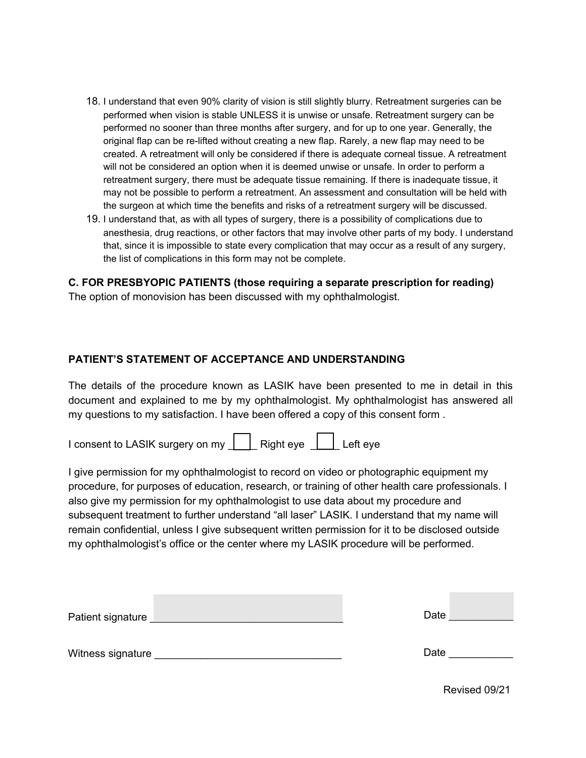18. I understand that even 90% clarity of vision is still slightly blurry. Retreatment surgeries can be performed when vision is stable UNLESS it is unwise or unsafe. Retreatment surgery can be performed no sooner than three months after surgery, and for up to one year. Generally, the original flap can be re-lifted without creating a new flap. Rarely, a new flap may need to be created. A retreatment will only be considered if there is adequate corneal tissue. A retreatment will not be considered an option when it is deemed unwise or unsafe. In order to perform a retreatment surgery, there must be adequate tissue remaining. If there is inadequate tissue, it may not be possible to perform a retreatment. An assessment and consultation will be held with the surgeon at which time the benefits and risks of a retreatment surgery will be discussed.
19. I understand that, as with all types of surgery, there is a possibility of complications due to anesthesia, drug reactions, or other factors that may involve other parts of my body. I understand that, since it is impossible to state every complication that may occur as a result of any surgery, the list of complications in this form may not be complete.

**C. FOR PRESBYOPIC PATIENTS (those requiring a separate prescription for reading)**
The option of monovision has been discussed with my ophthalmologist.

**PATIENT'S STATEMENT OF ACCEPTANCE AND UNDERSTANDING**

The details of the procedure known as LASIK have been presented to me in detail in this document and explained to me by my ophthalmologist. My ophthalmologist has answered all my questions to my satisfaction. I have been offered a copy of this consent form .

I consent to LASIK surgery on my ☐ Right eye ☐ Left eye

I give permission for my ophthalmologist to record on video or photographic equipment my procedure, for purposes of education, research, or training of other health care professionals. I also give my permission for my ophthalmologist to use data about my procedure and subsequent treatment to further understand "all laser" LASIK. I understand that my name will remain confidential, unless I give subsequent written permission for it to be disclosed outside my ophthalmologist's office or the center where my LASIK procedure will be performed.

Patient signature _________________________________ Date ___________

Witness signature _________________________________ Date ___________

Revised 09/21